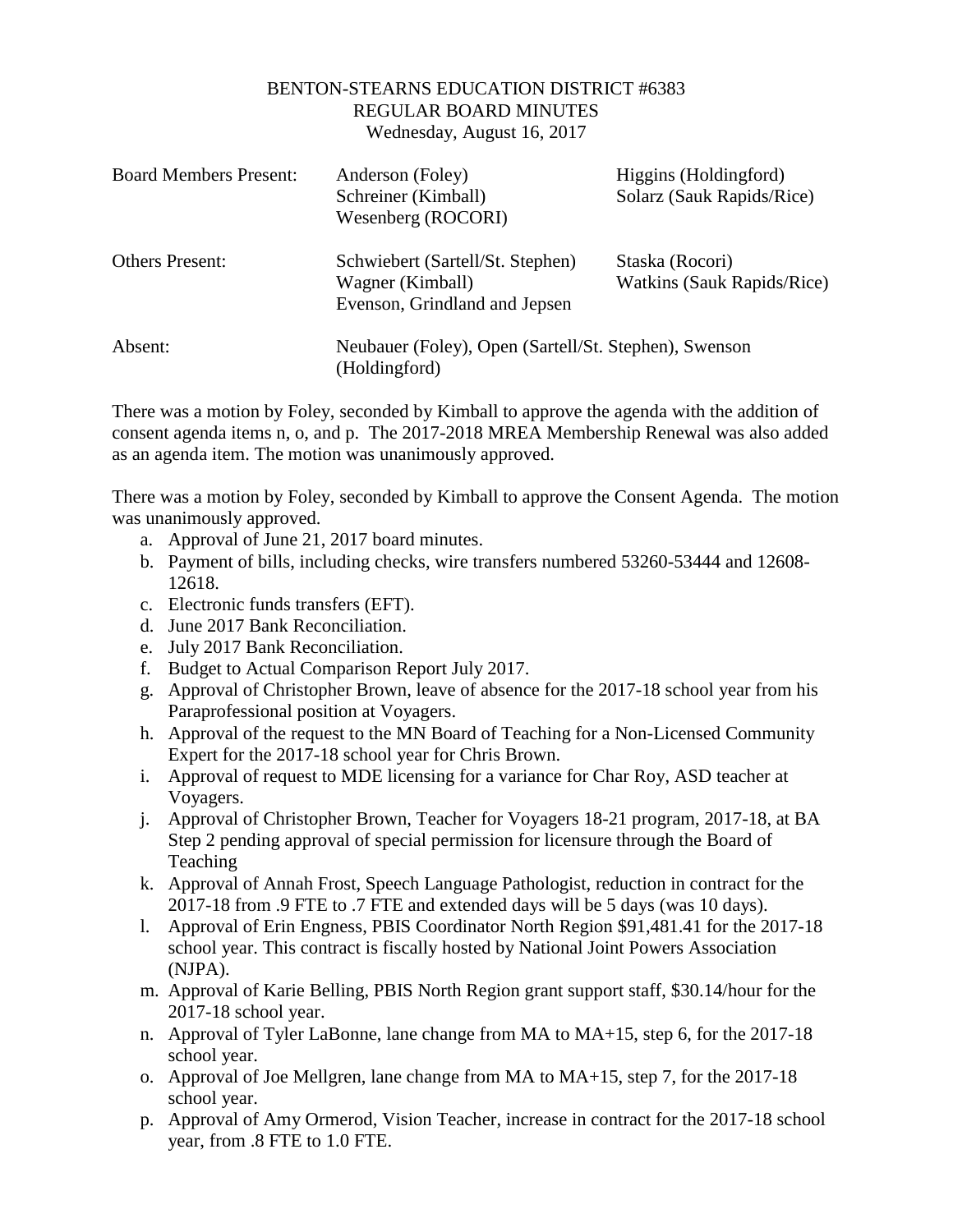BENTON-STEARNS EDUCATION DISTRICT #6383
REGULAR BOARD MINUTES
Wednesday, August 16, 2017

| | | |
|---|---|---|
| Board Members Present: | Anderson (Foley)<br>Schreiner (Kimball)<br>Wesenberg (ROCORI) | Higgins (Holdingford)<br>Solarz (Sauk Rapids/Rice) |
| Others Present: | Schwiebert (Sartell/St. Stephen)<br>Wagner (Kimball)<br>Evenson, Grindland and Jepsen | Staska (Rocori)<br>Watkins (Sauk Rapids/Rice) |
| Absent: | Neubauer (Foley), Open (Sartell/St. Stephen), Swenson (Holdingford) | |

There was a motion by Foley, seconded by Kimball to approve the agenda with the addition of consent agenda items n, o, and p. The 2017-2018 MREA Membership Renewal was also added as an agenda item. The motion was unanimously approved.

There was a motion by Foley, seconded by Kimball to approve the Consent Agenda. The motion was unanimously approved.

a. Approval of June 21, 2017 board minutes.
b. Payment of bills, including checks, wire transfers numbered 53260-53444 and 12608-12618.
c. Electronic funds transfers (EFT).
d. June 2017 Bank Reconciliation.
e. July 2017 Bank Reconciliation.
f. Budget to Actual Comparison Report July 2017.
g. Approval of Christopher Brown, leave of absence for the 2017-18 school year from his Paraprofessional position at Voyagers.
h. Approval of the request to the MN Board of Teaching for a Non-Licensed Community Expert for the 2017-18 school year for Chris Brown.
i. Approval of request to MDE licensing for a variance for Char Roy, ASD teacher at Voyagers.
j. Approval of Christopher Brown, Teacher for Voyagers 18-21 program, 2017-18, at BA Step 2 pending approval of special permission for licensure through the Board of Teaching
k. Approval of Annah Frost, Speech Language Pathologist, reduction in contract for the 2017-18 from .9 FTE to .7 FTE and extended days will be 5 days (was 10 days).
l. Approval of Erin Engness, PBIS Coordinator North Region $91,481.41 for the 2017-18 school year. This contract is fiscally hosted by National Joint Powers Association (NJPA).
m. Approval of Karie Belling, PBIS North Region grant support staff, $30.14/hour for the 2017-18 school year.
n. Approval of Tyler LaBonne, lane change from MA to MA+15, step 6, for the 2017-18 school year.
o. Approval of Joe Mellgren, lane change from MA to MA+15, step 7, for the 2017-18 school year.
p. Approval of Amy Ormerod, Vision Teacher, increase in contract for the 2017-18 school year, from .8 FTE to 1.0 FTE.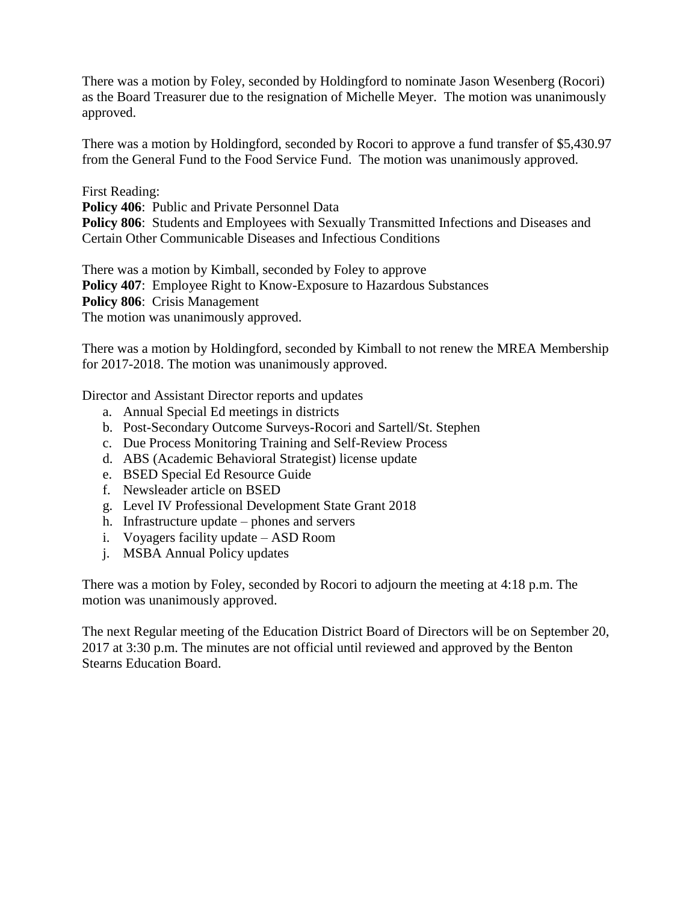There was a motion by Foley, seconded by Holdingford to nominate Jason Wesenberg (Rocori) as the Board Treasurer due to the resignation of Michelle Meyer. The motion was unanimously approved.

There was a motion by Holdingford, seconded by Rocori to approve a fund transfer of $5,430.97 from the General Fund to the Food Service Fund. The motion was unanimously approved.

First Reading:
**Policy 406**: Public and Private Personnel Data
**Policy 806**: Students and Employees with Sexually Transmitted Infections and Diseases and Certain Other Communicable Diseases and Infectious Conditions

There was a motion by Kimball, seconded by Foley to approve
**Policy 407**: Employee Right to Know-Exposure to Hazardous Substances
**Policy 806**: Crisis Management
The motion was unanimously approved.

There was a motion by Holdingford, seconded by Kimball to not renew the MREA Membership for 2017-2018. The motion was unanimously approved.

Director and Assistant Director reports and updates

a. Annual Special Ed meetings in districts
b. Post-Secondary Outcome Surveys-Rocori and Sartell/St. Stephen
c. Due Process Monitoring Training and Self-Review Process
d. ABS (Academic Behavioral Strategist) license update
e. BSED Special Ed Resource Guide
f. Newsleader article on BSED
g. Level IV Professional Development State Grant 2018
h. Infrastructure update – phones and servers
i. Voyagers facility update – ASD Room
j. MSBA Annual Policy updates

There was a motion by Foley, seconded by Rocori to adjourn the meeting at 4:18 p.m. The motion was unanimously approved.

The next Regular meeting of the Education District Board of Directors will be on September 20, 2017 at 3:30 p.m. The minutes are not official until reviewed and approved by the Benton Stearns Education Board.